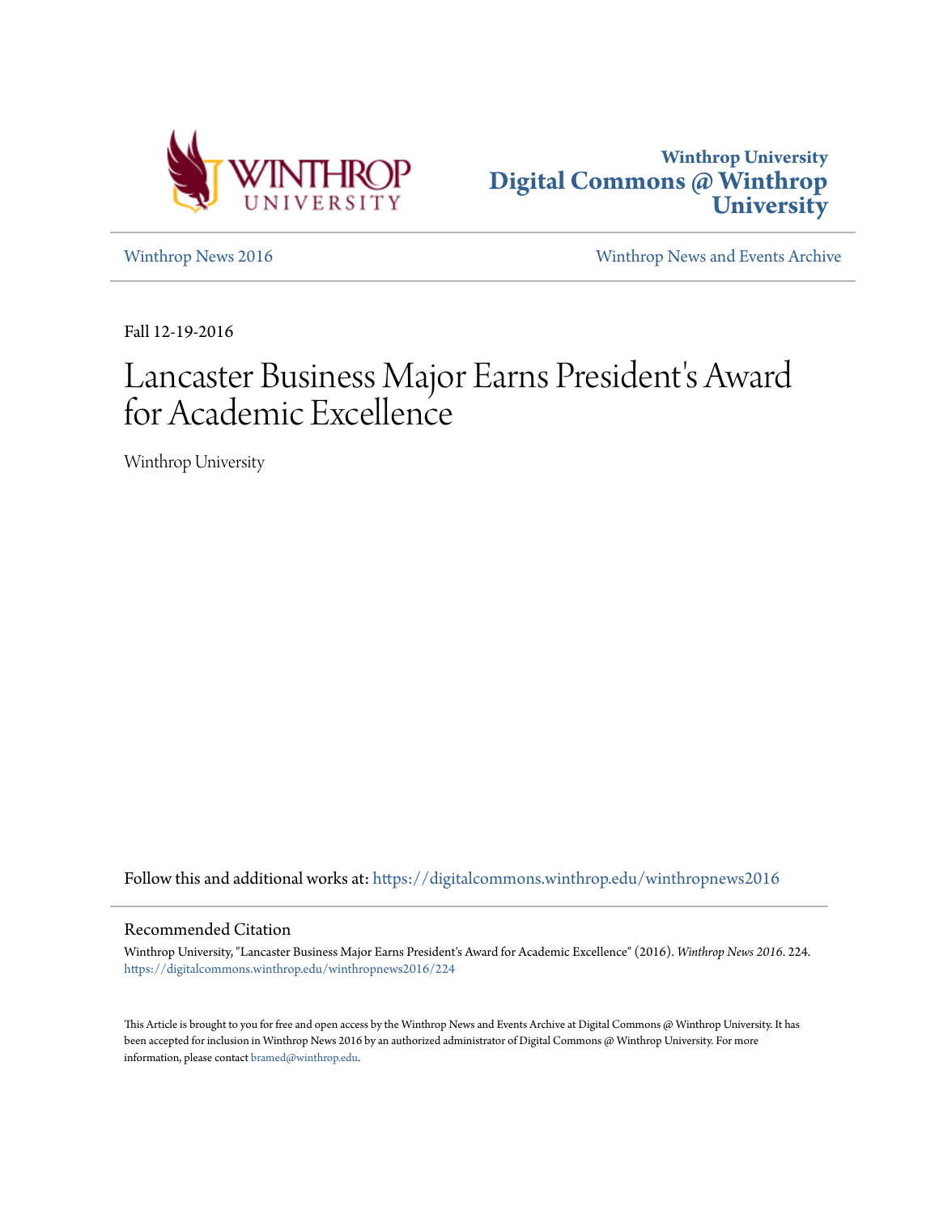Winthrop University
**Digital Commons @ Winthrop University**

Winthrop News 2016 | Winthrop News and Events Archive

Fall 12-19-2016

# Lancaster Business Major Earns President's Award for Academic Excellence

Winthrop University

Follow this and additional works at: https://digitalcommons.winthrop.edu/winthropnews2016

## Recommended Citation

Winthrop University, "Lancaster Business Major Earns President's Award for Academic Excellence" (2016). *Winthrop News 2016*. 224.
https://digitalcommons.winthrop.edu/winthropnews2016/224

This Article is brought to you for free and open access by the Winthrop News and Events Archive at Digital Commons @ Winthrop University. It has been accepted for inclusion in Winthrop News 2016 by an authorized administrator of Digital Commons @ Winthrop University. For more information, please contact bramed@winthrop.edu.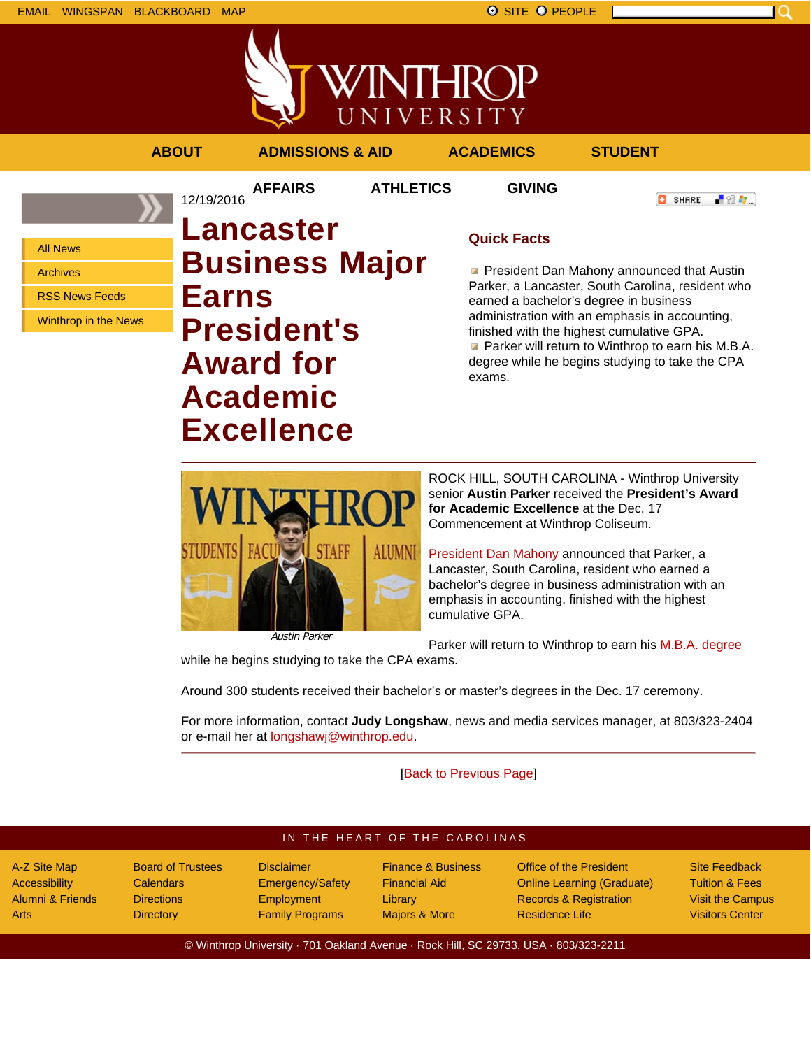EMAIL WINGSPAN BLACKBOARD MAP

SITE PEOPLE

WINTHROP UNIVERSITY

ABOUT ADMISSIONS & AID ACADEMICS STUDENT AFFAIRS ATHLETICS GIVING

- All News
- Archives
- RSS News Feeds
- Winthrop in the News

12/19/2016

# Lancaster Business Major Earns President's Award for Academic Excellence

SHARE

## Quick Facts

- President Dan Mahony announced that Austin Parker, a Lancaster, South Carolina, resident who earned a bachelor's degree in business administration with an emphasis in accounting, finished with the highest cumulative GPA.
- Parker will return to Winthrop to earn his M.B.A. degree while he begins studying to take the CPA exams.

*Austin Parker*

ROCK HILL, SOUTH CAROLINA - Winthrop University senior **Austin Parker** received the **President's Award for Academic Excellence** at the Dec. 17 Commencement at Winthrop Coliseum.

President Dan Mahony announced that Parker, a Lancaster, South Carolina, resident who earned a bachelor's degree in business administration with an emphasis in accounting, finished with the highest cumulative GPA.

Parker will return to Winthrop to earn his M.B.A. degree while he begins studying to take the CPA exams.

Around 300 students received their bachelor's or master's degrees in the Dec. 17 ceremony.

For more information, contact **Judy Longshaw**, news and media services manager, at 803/323-2404 or e-mail her at longshawj@winthrop.edu.

[Back to Previous Page]

IN THE HEART OF THE CAROLINAS

A-Z Site Map · Accessibility · Alumni & Friends · Arts · Board of Trustees · Calendars · Directions · Directory · Disclaimer · Emergency/Safety · Employment · Family Programs · Finance & Business · Financial Aid · Library · Majors & More · Office of the President · Online Learning (Graduate) · Records & Registration · Residence Life · Site Feedback · Tuition & Fees · Visit the Campus · Visitors Center

© Winthrop University · 701 Oakland Avenue · Rock Hill, SC 29733, USA · 803/323-2211